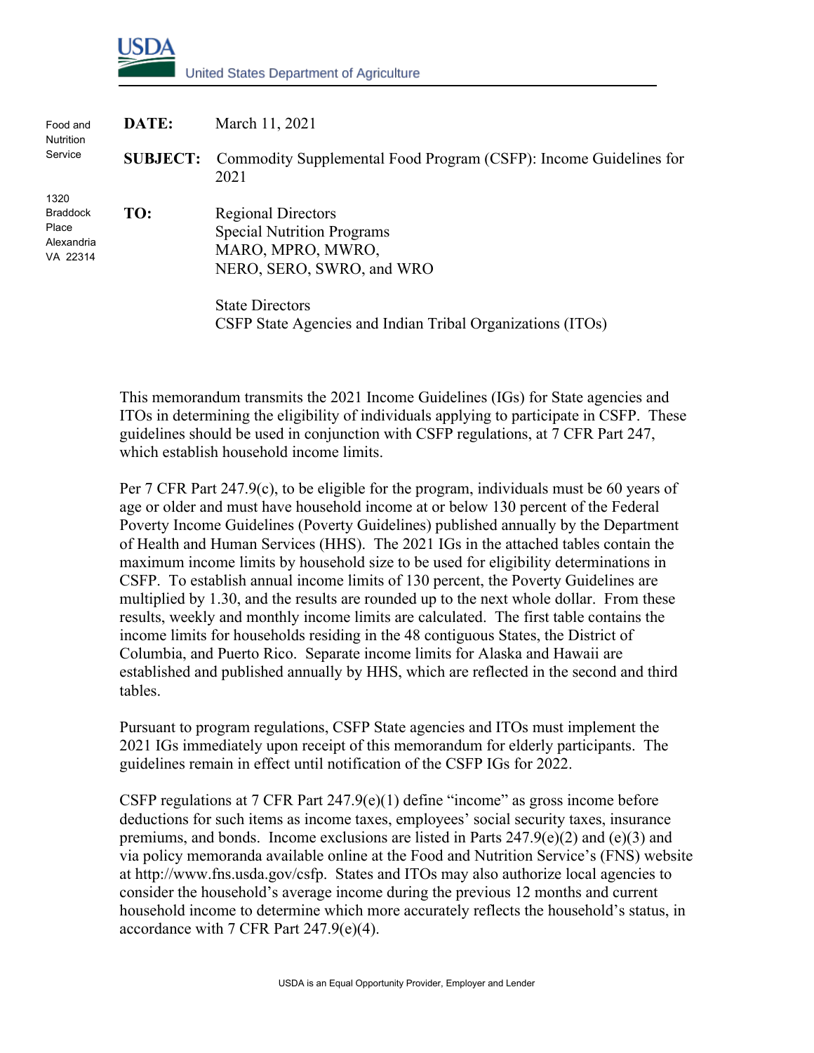USDA

United States Department of Agriculture

Food and Nutrition Service

1320 Braddock Place Alexandria VA 22314

**DATE:** March 11, 2021

**SUBJECT:** Commodity Supplemental Food Program (CSFP): Income Guidelines for 2021

**TO:** Regional Directors
Special Nutrition Programs
MARO, MPRO, MWRO,
NERO, SERO, SWRO, and WRO

State Directors
CSFP State Agencies and Indian Tribal Organizations (ITOs)

This memorandum transmits the 2021 Income Guidelines (IGs) for State agencies and ITOs in determining the eligibility of individuals applying to participate in CSFP. These guidelines should be used in conjunction with CSFP regulations, at 7 CFR Part 247, which establish household income limits.

Per 7 CFR Part 247.9(c), to be eligible for the program, individuals must be 60 years of age or older and must have household income at or below 130 percent of the Federal Poverty Income Guidelines (Poverty Guidelines) published annually by the Department of Health and Human Services (HHS). The 2021 IGs in the attached tables contain the maximum income limits by household size to be used for eligibility determinations in CSFP. To establish annual income limits of 130 percent, the Poverty Guidelines are multiplied by 1.30, and the results are rounded up to the next whole dollar. From these results, weekly and monthly income limits are calculated. The first table contains the income limits for households residing in the 48 contiguous States, the District of Columbia, and Puerto Rico. Separate income limits for Alaska and Hawaii are established and published annually by HHS, which are reflected in the second and third tables.

Pursuant to program regulations, CSFP State agencies and ITOs must implement the 2021 IGs immediately upon receipt of this memorandum for elderly participants. The guidelines remain in effect until notification of the CSFP IGs for 2022.

CSFP regulations at 7 CFR Part 247.9(e)(1) define "income" as gross income before deductions for such items as income taxes, employees' social security taxes, insurance premiums, and bonds. Income exclusions are listed in Parts 247.9(e)(2) and (e)(3) and via policy memoranda available online at the Food and Nutrition Service's (FNS) website at http://www.fns.usda.gov/csfp. States and ITOs may also authorize local agencies to consider the household's average income during the previous 12 months and current household income to determine which more accurately reflects the household's status, in accordance with 7 CFR Part 247.9(e)(4).

USDA is an Equal Opportunity Provider, Employer and Lender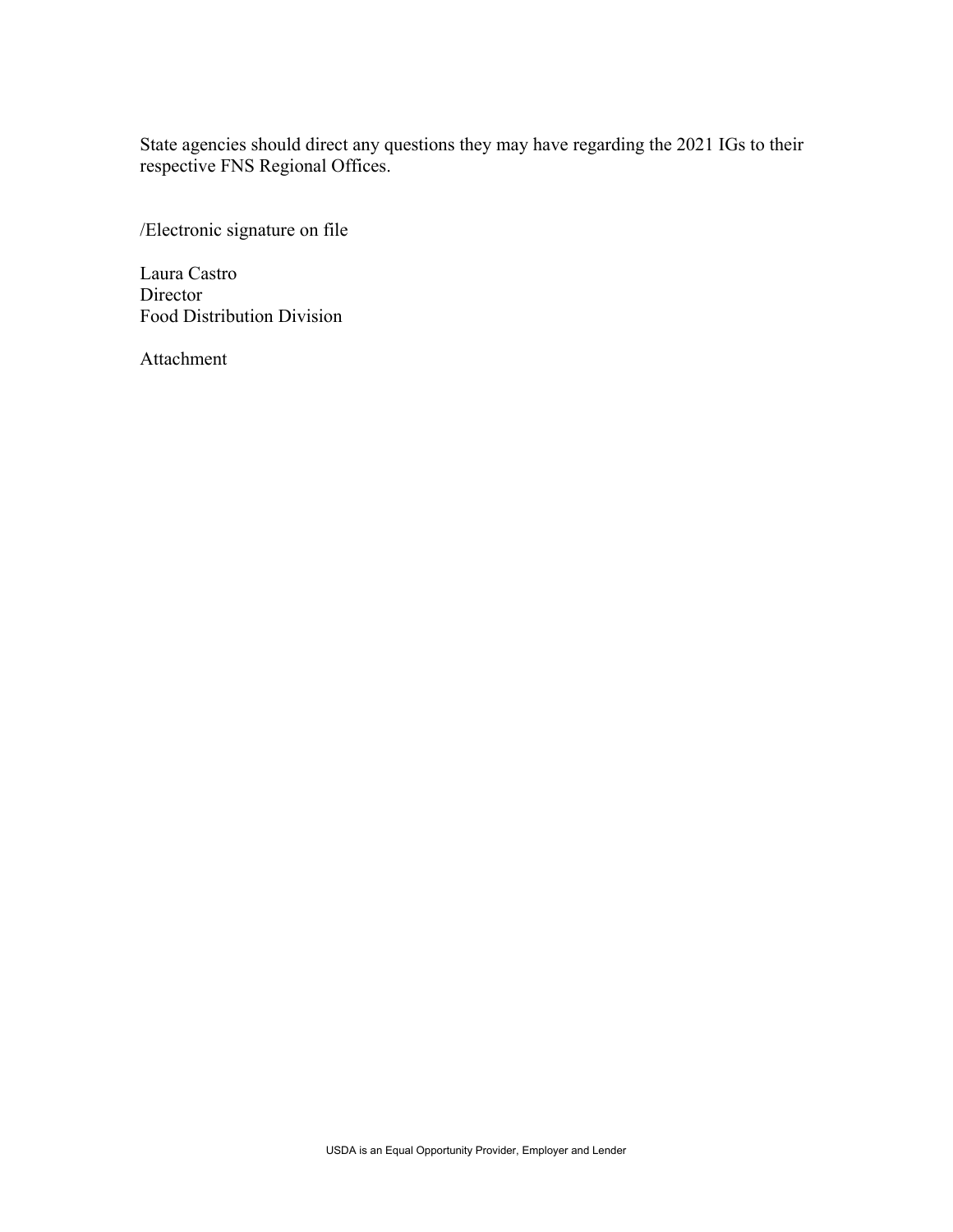State agencies should direct any questions they may have regarding the 2021 IGs to their respective FNS Regional Offices.

/Electronic signature on file

Laura Castro
Director
Food Distribution Division

Attachment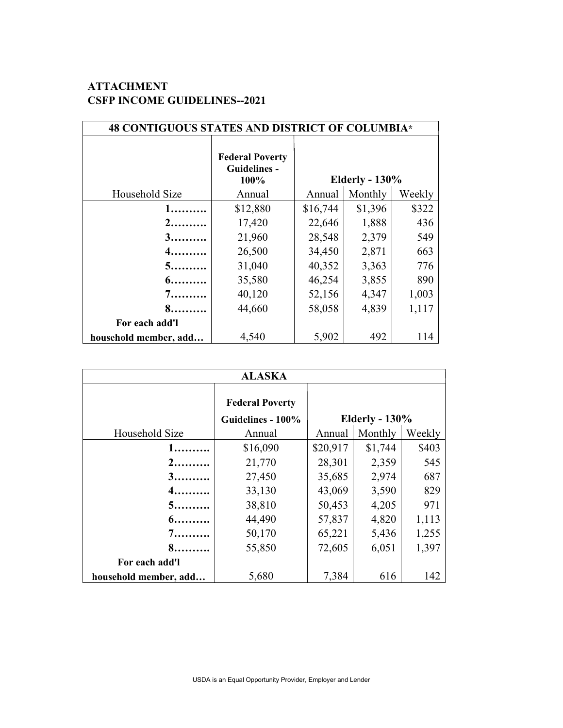**ATTACHMENT**
**CSFP INCOME GUIDELINES--2021**

| 48 CONTIGUOUS STATES AND DISTRICT OF COLUMBIA* | | | | |
|---|---|---|---|---|
| | **Federal Poverty Guidelines - 100%** | **Elderly - 130%** | | |
| Household Size | Annual | Annual | Monthly | Weekly |
| **1……….** | $12,880 | $16,744 | $1,396 | $322 |
| **2……….** | 17,420 | 22,646 | 1,888 | 436 |
| **3……….** | 21,960 | 28,548 | 2,379 | 549 |
| **4……….** | 26,500 | 34,450 | 2,871 | 663 |
| **5……….** | 31,040 | 40,352 | 3,363 | 776 |
| **6……….** | 35,580 | 46,254 | 3,855 | 890 |
| **7……….** | 40,120 | 52,156 | 4,347 | 1,003 |
| **8……….** | 44,660 | 58,058 | 4,839 | 1,117 |
| **For each add'l household member, add…** | 4,540 | 5,902 | 492 | 114 |

| ALASKA | | | | |
|---|---|---|---|---|
| | **Federal Poverty Guidelines - 100%** | **Elderly - 130%** | | |
| Household Size | Annual | Annual | Monthly | Weekly |
| **1……….** | $16,090 | $20,917 | $1,744 | $403 |
| **2……….** | 21,770 | 28,301 | 2,359 | 545 |
| **3……….** | 27,450 | 35,685 | 2,974 | 687 |
| **4……….** | 33,130 | 43,069 | 3,590 | 829 |
| **5……….** | 38,810 | 50,453 | 4,205 | 971 |
| **6……….** | 44,490 | 57,837 | 4,820 | 1,113 |
| **7……….** | 50,170 | 65,221 | 5,436 | 1,255 |
| **8……….** | 55,850 | 72,605 | 6,051 | 1,397 |
| **For each add'l household member, add…** | 5,680 | 7,384 | 616 | 142 |

USDA is an Equal Opportunity Provider, Employer and Lender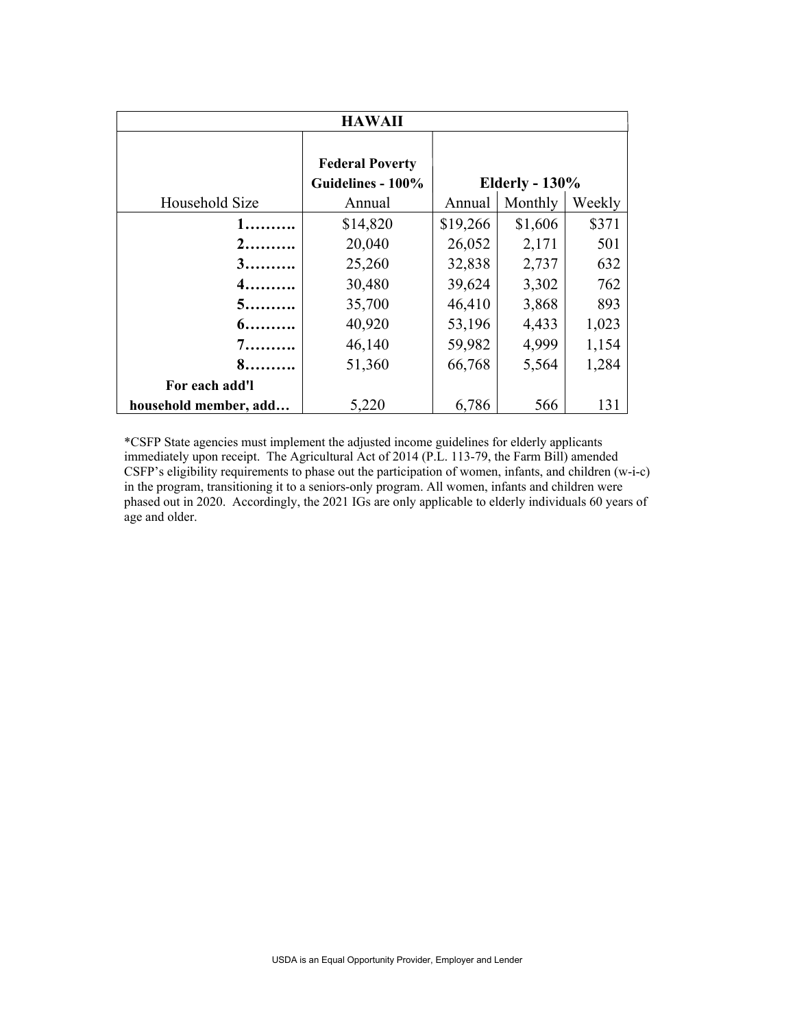| HAWAII | | | | |
|---|---|---|---|---|
| | **Federal Poverty Guidelines - 100%** | **Elderly - 130%** | | |
| Household Size | Annual | Annual | Monthly | Weekly |
| **1……….** | $14,820 | $19,266 | $1,606 | $371 |
| **2……….** | 20,040 | 26,052 | 2,171 | 501 |
| **3……….** | 25,260 | 32,838 | 2,737 | 632 |
| **4……….** | 30,480 | 39,624 | 3,302 | 762 |
| **5……….** | 35,700 | 46,410 | 3,868 | 893 |
| **6……….** | 40,920 | 53,196 | 4,433 | 1,023 |
| **7……….** | 46,140 | 59,982 | 4,999 | 1,154 |
| **8……….** | 51,360 | 66,768 | 5,564 | 1,284 |
| **For each add'l household member, add…** | 5,220 | 6,786 | 566 | 131 |

*CSFP State agencies must implement the adjusted income guidelines for elderly applicants immediately upon receipt. The Agricultural Act of 2014 (P.L. 113-79, the Farm Bill) amended CSFP's eligibility requirements to phase out the participation of women, infants, and children (w-i-c) in the program, transitioning it to a seniors-only program. All women, infants and children were phased out in 2020. Accordingly, the 2021 IGs are only applicable to elderly individuals 60 years of age and older.

USDA is an Equal Opportunity Provider, Employer and Lender